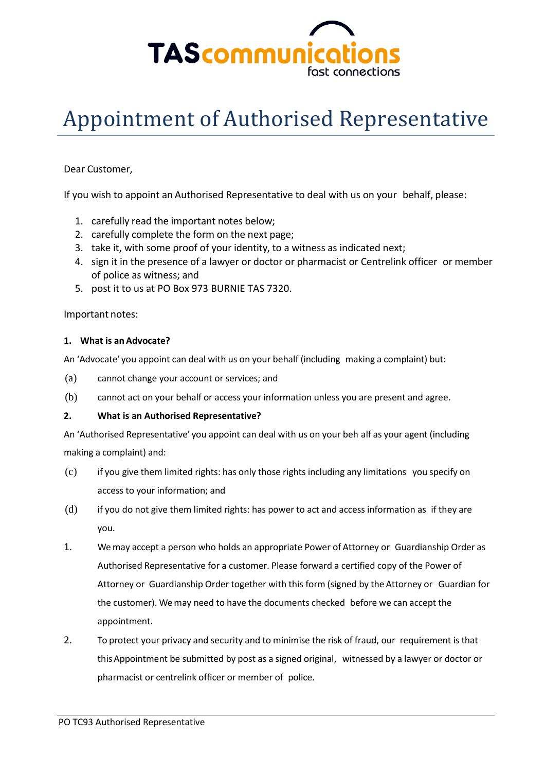TAScommunications
fast connections

# Appointment of Authorised Representative

Dear Customer,

If you wish to appoint an Authorised Representative to deal with us on your behalf, please:

1. carefully read the important notes below;
2. carefully complete the form on the next page;
3. take it, with some proof of your identity, to a witness as indicated next;
4. sign it in the presence of a lawyer or doctor or pharmacist or Centrelink officer or member of police as witness; and
5. post it to us at PO Box 973 BURNIE TAS 7320.

Important notes:

**1. What is an Advocate?**

An 'Advocate' you appoint can deal with us on your behalf (including making a complaint) but:

(a) cannot change your account or services; and

(b) cannot act on your behalf or access your information unless you are present and agree.

**2. What is an Authorised Representative?**

An 'Authorised Representative' you appoint can deal with us on your behalf as your agent (including making a complaint) and:

(c) if you give them limited rights: has only those rights including any limitations you specify on access to your information; and

(d) if you do not give them limited rights: has power to act and access information as if they are you.

1. We may accept a person who holds an appropriate Power of Attorney or Guardianship Order as Authorised Representative for a customer. Please forward a certified copy of the Power of Attorney or Guardianship Order together with this form (signed by the Attorney or Guardian for the customer). We may need to have the documents checked before we can accept the appointment.

2. To protect your privacy and security and to minimise the risk of fraud, our requirement is that this Appointment be submitted by post as a signed original, witnessed by a lawyer or doctor or pharmacist or centrelink officer or member of police.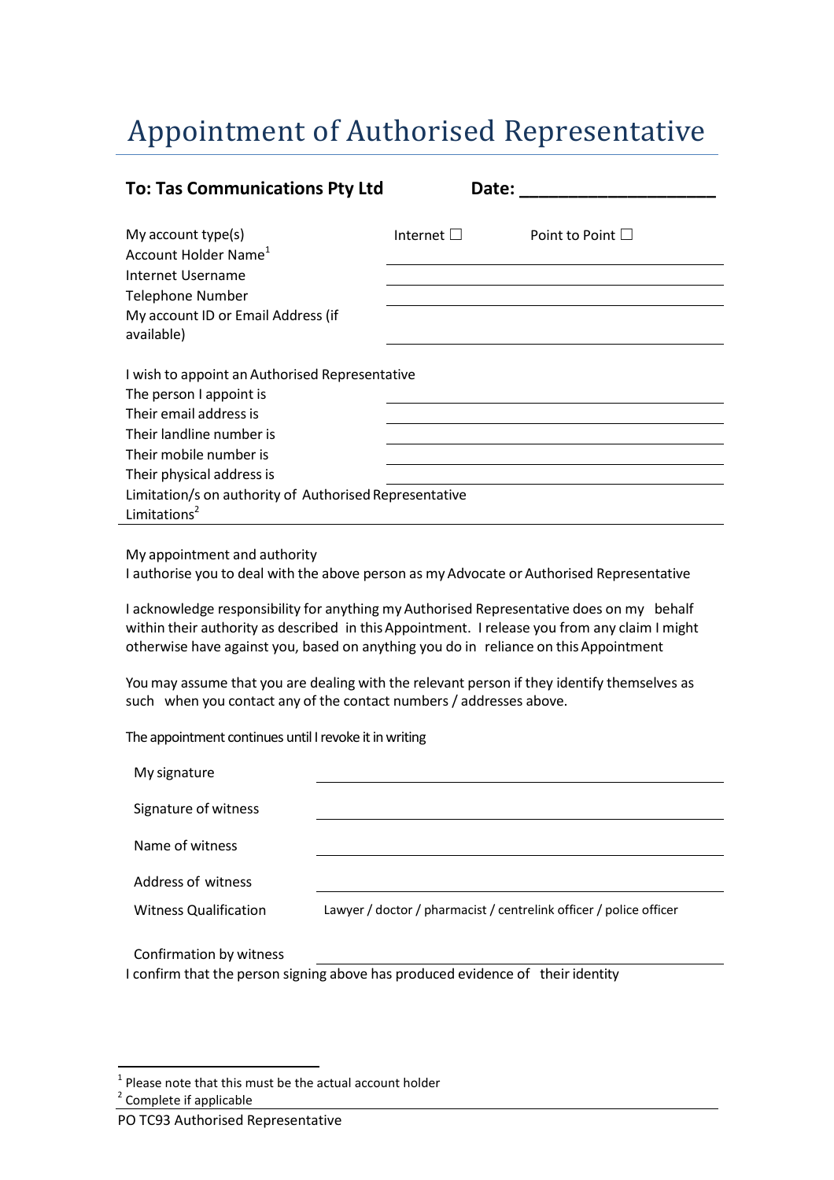# Appointment of Authorised Representative

**To: Tas Communications Pty Ltd** **Date: ____________________**

| | | |
|---|---|---|
| My account type(s) | Internet ☐ | Point to Point ☐ |
| Account Holder Name[1] | | |
| Internet Username | | |
| Telephone Number | | |
| My account ID or Email Address (if available) | | |

I wish to appoint an Authorised Representative

| | |
|---|---|
| The person I appoint is | |
| Their email address is | |
| Their landline number is | |
| Their mobile number is | |
| Their physical address is | |

Limitation/s on authority of Authorised Representative

Limitations[2]

My appointment and authority

I authorise you to deal with the above person as my Advocate or Authorised Representative

I acknowledge responsibility for anything my Authorised Representative does on my behalf within their authority as described in this Appointment. I release you from any claim I might otherwise have against you, based on anything you do in reliance on this Appointment

You may assume that you are dealing with the relevant person if they identify themselves as such when you contact any of the contact numbers / addresses above.

The appointment continues until I revoke it in writing

| | |
|---|---|
| My signature | |
| Signature of witness | |
| Name of witness | |
| Address of witness | |
| Witness Qualification | Lawyer / doctor / pharmacist / centrelink officer / police officer |
| Confirmation by witness | |

I confirm that the person signing above has produced evidence of their identity

[1] Please note that this must be the actual account holder

[2] Complete if applicable

PO TC93 Authorised Representative